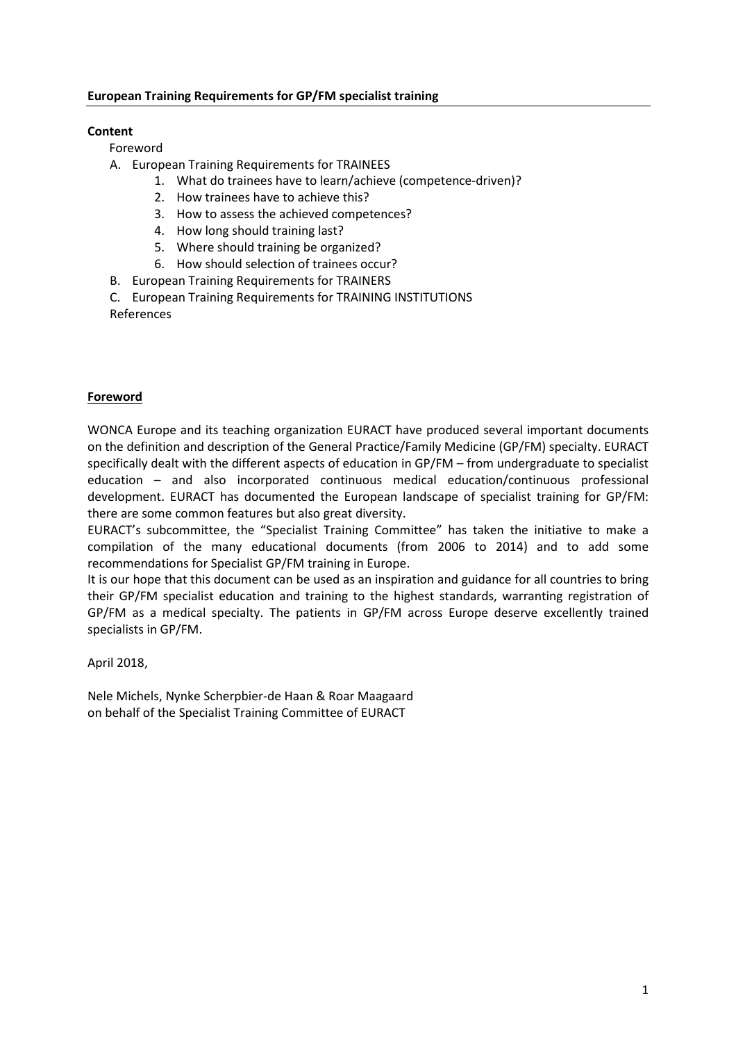# European Training Requirements for GP/FM specialist training

**Content**

Foreword

A. European Training Requirements for TRAINEES
   1. What do trainees have to learn/achieve (competence-driven)?
   2. How trainees have to achieve this?
   3. How to assess the achieved competences?
   4. How long should training last?
   5. Where should training be organized?
   6. How should selection of trainees occur?
B. European Training Requirements for TRAINERS
C. European Training Requirements for TRAINING INSTITUTIONS

References

## Foreword

WONCA Europe and its teaching organization EURACT have produced several important documents on the definition and description of the General Practice/Family Medicine (GP/FM) specialty. EURACT specifically dealt with the different aspects of education in GP/FM – from undergraduate to specialist education – and also incorporated continuous medical education/continuous professional development. EURACT has documented the European landscape of specialist training for GP/FM: there are some common features but also great diversity.

EURACT's subcommittee, the "Specialist Training Committee" has taken the initiative to make a compilation of the many educational documents (from 2006 to 2014) and to add some recommendations for Specialist GP/FM training in Europe.

It is our hope that this document can be used as an inspiration and guidance for all countries to bring their GP/FM specialist education and training to the highest standards, warranting registration of GP/FM as a medical specialty. The patients in GP/FM across Europe deserve excellently trained specialists in GP/FM.

April 2018,

Nele Michels, Nynke Scherpbier-de Haan & Roar Maagaard
on behalf of the Specialist Training Committee of EURACT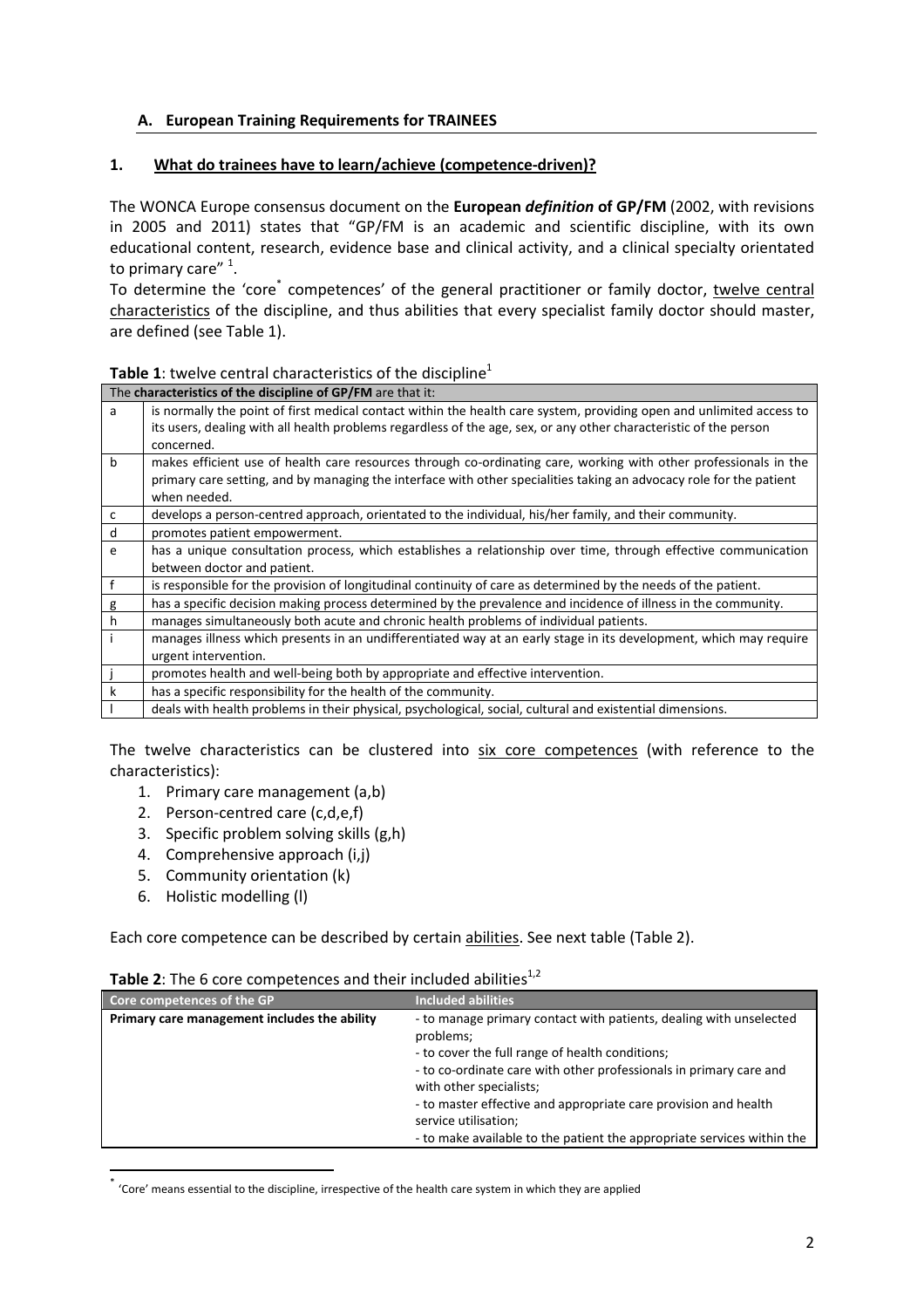### A. European Training Requirements for TRAINEES

#### 1. What do trainees have to learn/achieve (competence-driven)?

The WONCA Europe consensus document on the **European *definition* of GP/FM** (2002, with revisions in 2005 and 2011) states that "GP/FM is an academic and scientific discipline, with its own educational content, research, evidence base and clinical activity, and a clinical specialty orientated to primary care" [1].

To determine the 'core[*] competences' of the general practitioner or family doctor, twelve central characteristics of the discipline, and thus abilities that every specialist family doctor should master, are defined (see Table 1).

**Table 1**: twelve central characteristics of the discipline[1]

| The **characteristics of the discipline of GP/FM** are that it: | |
|---|---|
| a | is normally the point of first medical contact within the health care system, providing open and unlimited access to its users, dealing with all health problems regardless of the age, sex, or any other characteristic of the person concerned. |
| b | makes efficient use of health care resources through co-ordinating care, working with other professionals in the primary care setting, and by managing the interface with other specialities taking an advocacy role for the patient when needed. |
| c | develops a person-centred approach, orientated to the individual, his/her family, and their community. |
| d | promotes patient empowerment. |
| e | has a unique consultation process, which establishes a relationship over time, through effective communication between doctor and patient. |
| f | is responsible for the provision of longitudinal continuity of care as determined by the needs of the patient. |
| g | has a specific decision making process determined by the prevalence and incidence of illness in the community. |
| h | manages simultaneously both acute and chronic health problems of individual patients. |
| i | manages illness which presents in an undifferentiated way at an early stage in its development, which may require urgent intervention. |
| j | promotes health and well-being both by appropriate and effective intervention. |
| k | has a specific responsibility for the health of the community. |
| l | deals with health problems in their physical, psychological, social, cultural and existential dimensions. |

The twelve characteristics can be clustered into six core competences (with reference to the characteristics):

1. Primary care management (a,b)
2. Person-centred care (c,d,e,f)
3. Specific problem solving skills (g,h)
4. Comprehensive approach (i,j)
5. Community orientation (k)
6. Holistic modelling (l)

Each core competence can be described by certain abilities. See next table (Table 2).

**Table 2**: The 6 core competences and their included abilities[1,2]

| Core competences of the GP | Included abilities |
|---|---|
| **Primary care management includes the ability** | - to manage primary contact with patients, dealing with unselected problems;<br>- to cover the full range of health conditions;<br>- to co-ordinate care with other professionals in primary care and with other specialists;<br>- to master effective and appropriate care provision and health service utilisation;<br>- to make available to the patient the appropriate services within the |

[*] 'Core' means essential to the discipline, irrespective of the health care system in which they are applied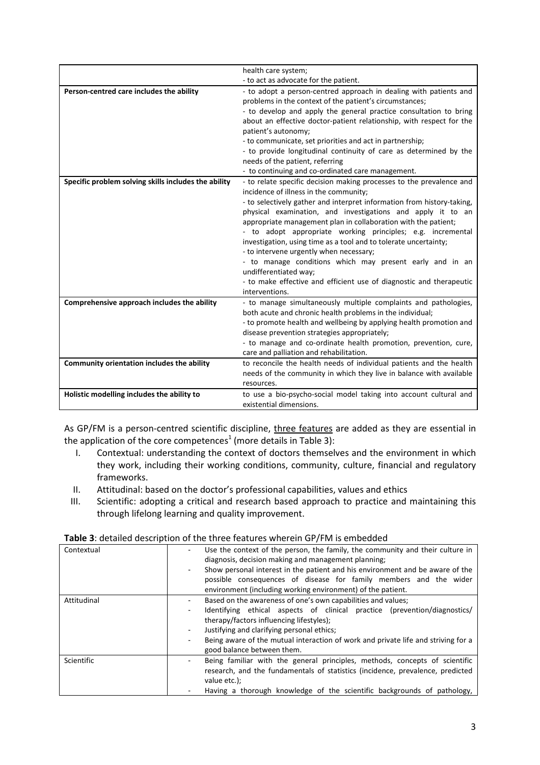| | |
|---|---|
| | health care system;<br>- to act as advocate for the patient. |
| **Person-centred care includes the ability** | - to adopt a person-centred approach in dealing with patients and problems in the context of the patient's circumstances;<br>- to develop and apply the general practice consultation to bring about an effective doctor-patient relationship, with respect for the patient's autonomy;<br>- to communicate, set priorities and act in partnership;<br>- to provide longitudinal continuity of care as determined by the needs of the patient, referring<br>- to continuing and co-ordinated care management. |
| **Specific problem solving skills includes the ability** | - to relate specific decision making processes to the prevalence and incidence of illness in the community;<br>- to selectively gather and interpret information from history-taking, physical examination, and investigations and apply it to an appropriate management plan in collaboration with the patient;<br>- to adopt appropriate working principles; e.g. incremental investigation, using time as a tool and to tolerate uncertainty;<br>- to intervene urgently when necessary;<br>- to manage conditions which may present early and in an undifferentiated way;<br>- to make effective and efficient use of diagnostic and therapeutic interventions. |
| **Comprehensive approach includes the ability** | - to manage simultaneously multiple complaints and pathologies, both acute and chronic health problems in the individual;<br>- to promote health and wellbeing by applying health promotion and disease prevention strategies appropriately;<br>- to manage and co-ordinate health promotion, prevention, cure, care and palliation and rehabilitation. |
| **Community orientation includes the ability** | to reconcile the health needs of individual patients and the health needs of the community in which they live in balance with available resources. |
| **Holistic modelling includes the ability to** | to use a bio-psycho-social model taking into account cultural and existential dimensions. |

As GP/FM is a person-centred scientific discipline, three features are added as they are essential in the application of the core competences[1] (more details in Table 3):

I. Contextual: understanding the context of doctors themselves and the environment in which they work, including their working conditions, community, culture, financial and regulatory frameworks.
II. Attitudinal: based on the doctor's professional capabilities, values and ethics
III. Scientific: adopting a critical and research based approach to practice and maintaining this through lifelong learning and quality improvement.

**Table 3**: detailed description of the three features wherein GP/FM is embedded

| | |
|---|---|
| Contextual | - Use the context of the person, the family, the community and their culture in diagnosis, decision making and management planning;<br>- Show personal interest in the patient and his environment and be aware of the possible consequences of disease for family members and the wider environment (including working environment) of the patient. |
| Attitudinal | - Based on the awareness of one's own capabilities and values;<br>- Identifying ethical aspects of clinical practice (prevention/diagnostics/ therapy/factors influencing lifestyles);<br>- Justifying and clarifying personal ethics;<br>- Being aware of the mutual interaction of work and private life and striving for a good balance between them. |
| Scientific | - Being familiar with the general principles, methods, concepts of scientific research, and the fundamentals of statistics (incidence, prevalence, predicted value etc.);<br>- Having a thorough knowledge of the scientific backgrounds of pathology, |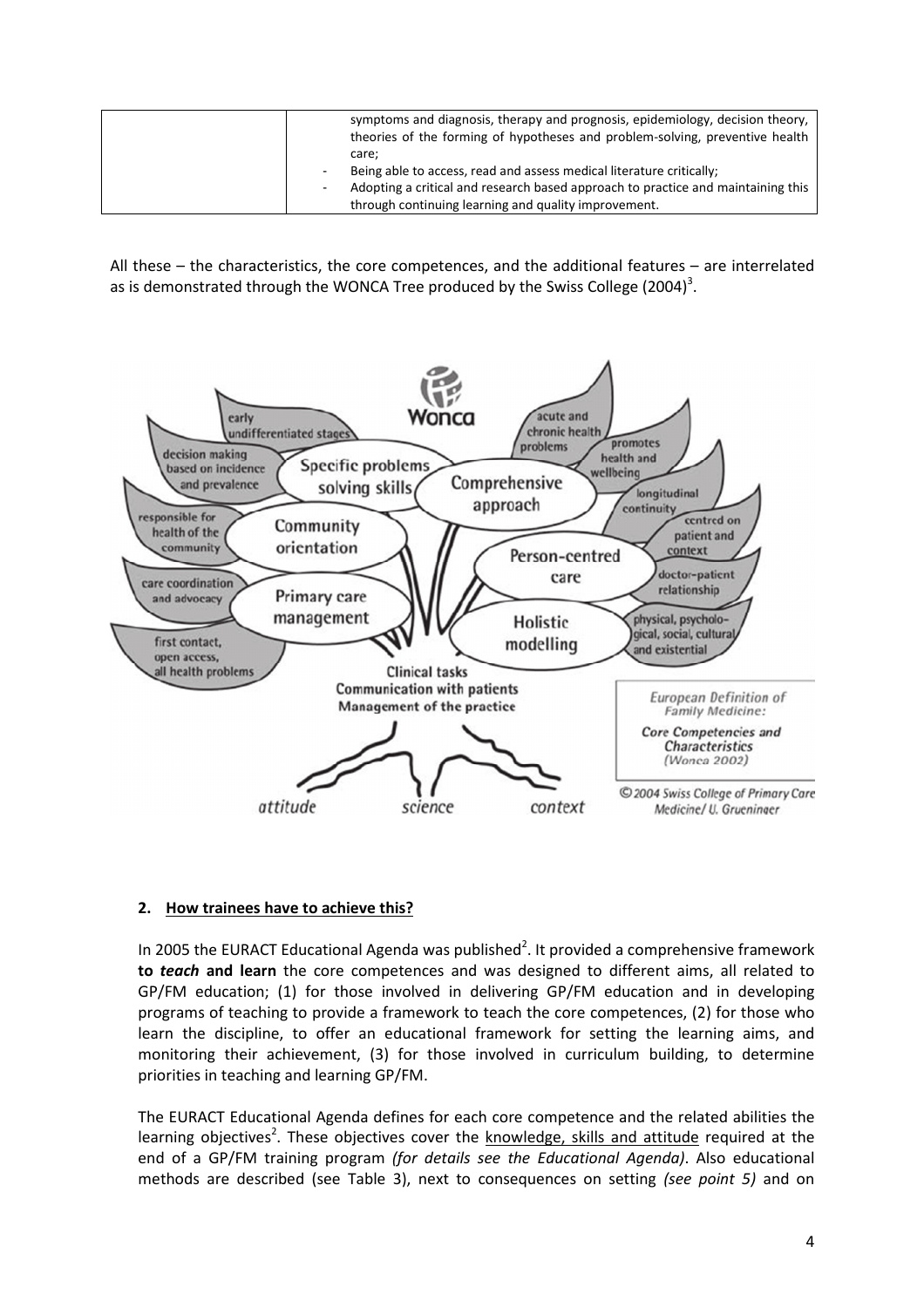| | |
|---|---|
| | symptoms and diagnosis, therapy and prognosis, epidemiology, decision theory, theories of the forming of hypotheses and problem-solving, preventive health care;<br>- Being able to access, read and assess medical literature critically;<br>- Adopting a critical and research based approach to practice and maintaining this through continuing learning and quality improvement. |

All these – the characteristics, the core competences, and the additional features – are interrelated as is demonstrated through the WONCA Tree produced by the Swiss College (2004)[3].

## 2. How trainees have to achieve this?

In 2005 the EURACT Educational Agenda was published[2]. It provided a comprehensive framework **to *teach* and learn** the core competences and was designed to different aims, all related to GP/FM education; (1) for those involved in delivering GP/FM education and in developing programs of teaching to provide a framework to teach the core competences, (2) for those who learn the discipline, to offer an educational framework for setting the learning aims, and monitoring their achievement, (3) for those involved in curriculum building, to determine priorities in teaching and learning GP/FM.

The EURACT Educational Agenda defines for each core competence and the related abilities the learning objectives[2]. These objectives cover the knowledge, skills and attitude required at the end of a GP/FM training program *(for details see the Educational Agenda)*. Also educational methods are described (see Table 3), next to consequences on setting *(see point 5)* and on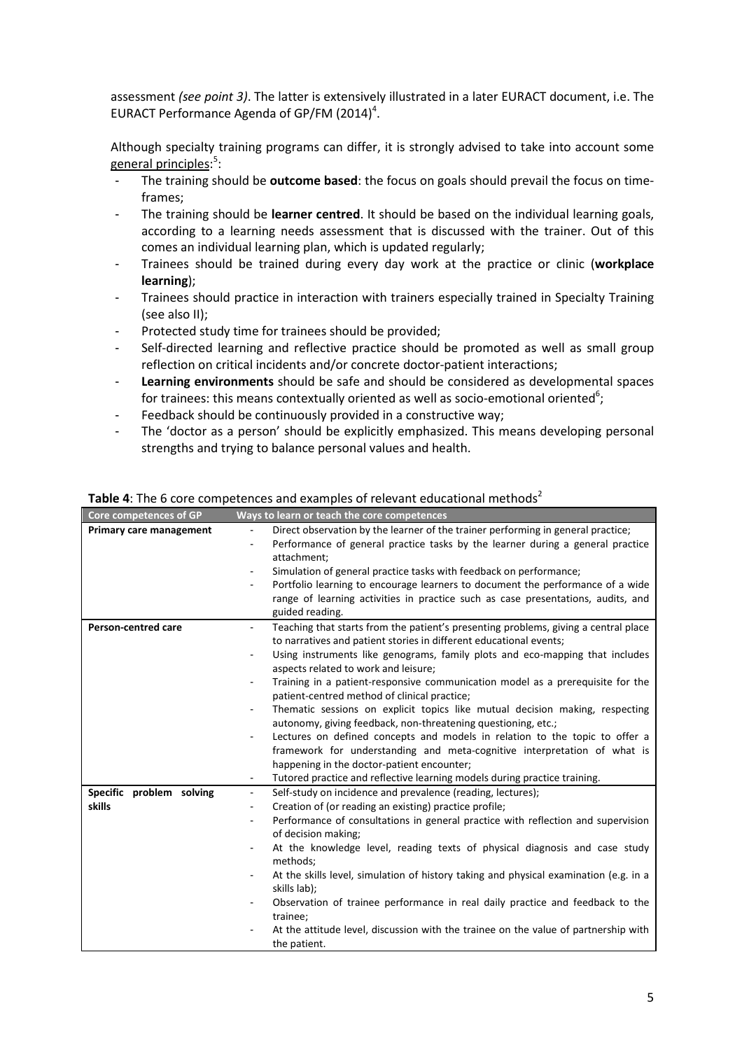assessment *(see point 3)*. The latter is extensively illustrated in a later EURACT document, i.e. The EURACT Performance Agenda of GP/FM (2014)[4].

Although specialty training programs can differ, it is strongly advised to take into account some general principles:[5]:

- The training should be **outcome based**: the focus on goals should prevail the focus on time-frames;
- The training should be **learner centred**. It should be based on the individual learning goals, according to a learning needs assessment that is discussed with the trainer. Out of this comes an individual learning plan, which is updated regularly;
- Trainees should be trained during every day work at the practice or clinic (**workplace learning**);
- Trainees should practice in interaction with trainers especially trained in Specialty Training (see also II);
- Protected study time for trainees should be provided;
- Self-directed learning and reflective practice should be promoted as well as small group reflection on critical incidents and/or concrete doctor-patient interactions;
- **Learning environments** should be safe and should be considered as developmental spaces for trainees: this means contextually oriented as well as socio-emotional oriented[6];
- Feedback should be continuously provided in a constructive way;
- The 'doctor as a person' should be explicitly emphasized. This means developing personal strengths and trying to balance personal values and health.

**Table 4**: The 6 core competences and examples of relevant educational methods[2]

| Core competences of GP | Ways to learn or teach the core competences |
|---|---|
| **Primary care management** | - Direct observation by the learner of the trainer performing in general practice;<br>- Performance of general practice tasks by the learner during a general practice attachment;<br>- Simulation of general practice tasks with feedback on performance;<br>- Portfolio learning to encourage learners to document the performance of a wide range of learning activities in practice such as case presentations, audits, and guided reading. |
| **Person-centred care** | - Teaching that starts from the patient's presenting problems, giving a central place to narratives and patient stories in different educational events;<br>- Using instruments like genograms, family plots and eco-mapping that includes aspects related to work and leisure;<br>- Training in a patient-responsive communication model as a prerequisite for the patient-centred method of clinical practice;<br>- Thematic sessions on explicit topics like mutual decision making, respecting autonomy, giving feedback, non-threatening questioning, etc.;<br>- Lectures on defined concepts and models in relation to the topic to offer a framework for understanding and meta-cognitive interpretation of what is happening in the doctor-patient encounter;<br>- Tutored practice and reflective learning models during practice training. |
| **Specific problem solving skills** | - Self-study on incidence and prevalence (reading, lectures);<br>- Creation of (or reading an existing) practice profile;<br>- Performance of consultations in general practice with reflection and supervision of decision making;<br>- At the knowledge level, reading texts of physical diagnosis and case study methods;<br>- At the skills level, simulation of history taking and physical examination (e.g. in a skills lab);<br>- Observation of trainee performance in real daily practice and feedback to the trainee;<br>- At the attitude level, discussion with the trainee on the value of partnership with the patient. |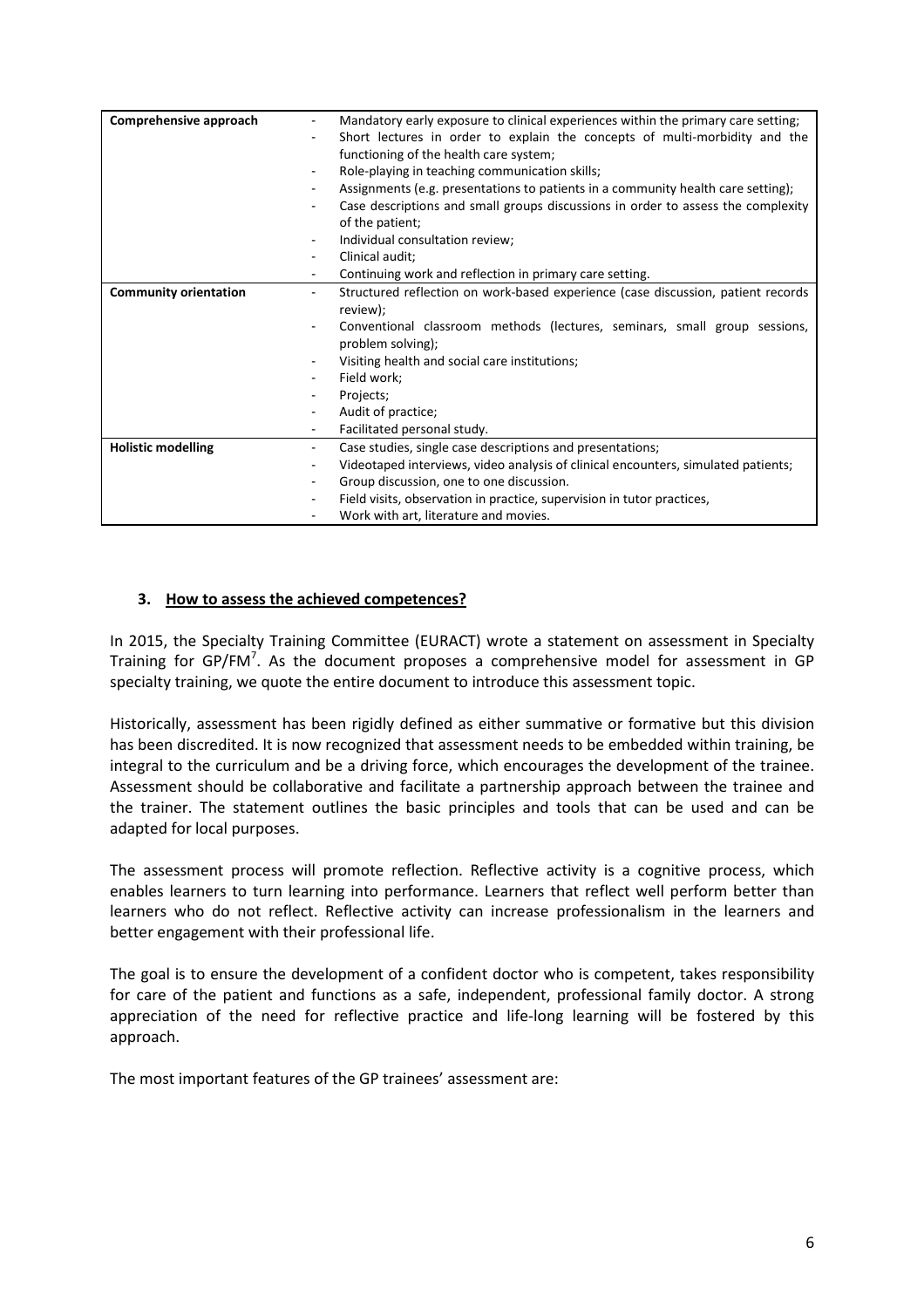| | |
|---|---|
| **Comprehensive approach** | - Mandatory early exposure to clinical experiences within the primary care setting;<br>- Short lectures in order to explain the concepts of multi-morbidity and the functioning of the health care system;<br>- Role-playing in teaching communication skills;<br>- Assignments (e.g. presentations to patients in a community health care setting);<br>- Case descriptions and small groups discussions in order to assess the complexity of the patient;<br>- Individual consultation review;<br>- Clinical audit;<br>- Continuing work and reflection in primary care setting. |
| **Community orientation** | - Structured reflection on work-based experience (case discussion, patient records review);<br>- Conventional classroom methods (lectures, seminars, small group sessions, problem solving);<br>- Visiting health and social care institutions;<br>- Field work;<br>- Projects;<br>- Audit of practice;<br>- Facilitated personal study. |
| **Holistic modelling** | - Case studies, single case descriptions and presentations;<br>- Videotaped interviews, video analysis of clinical encounters, simulated patients;<br>- Group discussion, one to one discussion.<br>- Field visits, observation in practice, supervision in tutor practices,<br>- Work with art, literature and movies. |

## 3. How to assess the achieved competences?

In 2015, the Specialty Training Committee (EURACT) wrote a statement on assessment in Specialty Training for GP/FM[7]. As the document proposes a comprehensive model for assessment in GP specialty training, we quote the entire document to introduce this assessment topic.

Historically, assessment has been rigidly defined as either summative or formative but this division has been discredited. It is now recognized that assessment needs to be embedded within training, be integral to the curriculum and be a driving force, which encourages the development of the trainee. Assessment should be collaborative and facilitate a partnership approach between the trainee and the trainer. The statement outlines the basic principles and tools that can be used and can be adapted for local purposes.

The assessment process will promote reflection. Reflective activity is a cognitive process, which enables learners to turn learning into performance. Learners that reflect well perform better than learners who do not reflect. Reflective activity can increase professionalism in the learners and better engagement with their professional life.

The goal is to ensure the development of a confident doctor who is competent, takes responsibility for care of the patient and functions as a safe, independent, professional family doctor. A strong appreciation of the need for reflective practice and life-long learning will be fostered by this approach.

The most important features of the GP trainees' assessment are: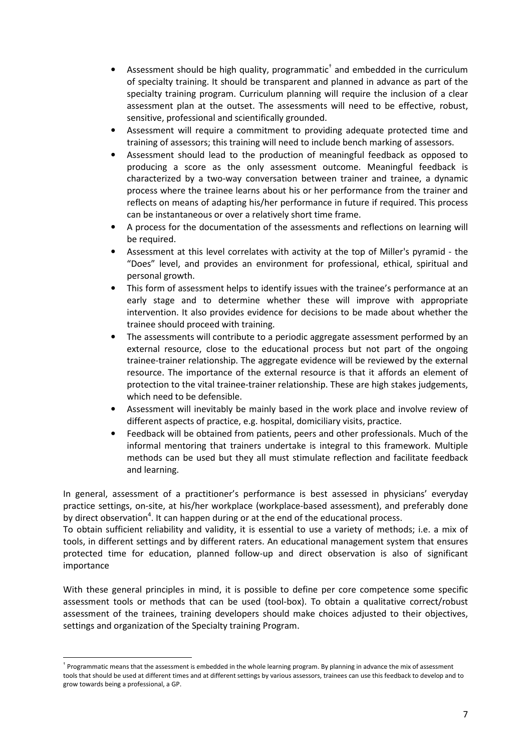- Assessment should be high quality, programmatic[†] and embedded in the curriculum of specialty training. It should be transparent and planned in advance as part of the specialty training program. Curriculum planning will require the inclusion of a clear assessment plan at the outset. The assessments will need to be effective, robust, sensitive, professional and scientifically grounded.
- Assessment will require a commitment to providing adequate protected time and training of assessors; this training will need to include bench marking of assessors.
- Assessment should lead to the production of meaningful feedback as opposed to producing a score as the only assessment outcome. Meaningful feedback is characterized by a two-way conversation between trainer and trainee, a dynamic process where the trainee learns about his or her performance from the trainer and reflects on means of adapting his/her performance in future if required. This process can be instantaneous or over a relatively short time frame.
- A process for the documentation of the assessments and reflections on learning will be required.
- Assessment at this level correlates with activity at the top of Miller's pyramid - the "Does" level, and provides an environment for professional, ethical, spiritual and personal growth.
- This form of assessment helps to identify issues with the trainee's performance at an early stage and to determine whether these will improve with appropriate intervention. It also provides evidence for decisions to be made about whether the trainee should proceed with training.
- The assessments will contribute to a periodic aggregate assessment performed by an external resource, close to the educational process but not part of the ongoing trainee-trainer relationship. The aggregate evidence will be reviewed by the external resource. The importance of the external resource is that it affords an element of protection to the vital trainee-trainer relationship. These are high stakes judgements, which need to be defensible.
- Assessment will inevitably be mainly based in the work place and involve review of different aspects of practice, e.g. hospital, domiciliary visits, practice.
- Feedback will be obtained from patients, peers and other professionals. Much of the informal mentoring that trainers undertake is integral to this framework. Multiple methods can be used but they all must stimulate reflection and facilitate feedback and learning.

In general, assessment of a practitioner's performance is best assessed in physicians' everyday practice settings, on-site, at his/her workplace (workplace-based assessment), and preferably done by direct observation[4]. It can happen during or at the end of the educational process.
To obtain sufficient reliability and validity, it is essential to use a variety of methods; i.e. a mix of tools, in different settings and by different raters. An educational management system that ensures protected time for education, planned follow-up and direct observation is also of significant importance

With these general principles in mind, it is possible to define per core competence some specific assessment tools or methods that can be used (tool-box). To obtain a qualitative correct/robust assessment of the trainees, training developers should make choices adjusted to their objectives, settings and organization of the Specialty training Program.

---

[†] Programmatic means that the assessment is embedded in the whole learning program. By planning in advance the mix of assessment tools that should be used at different times and at different settings by various assessors, trainees can use this feedback to develop and to grow towards being a professional, a GP.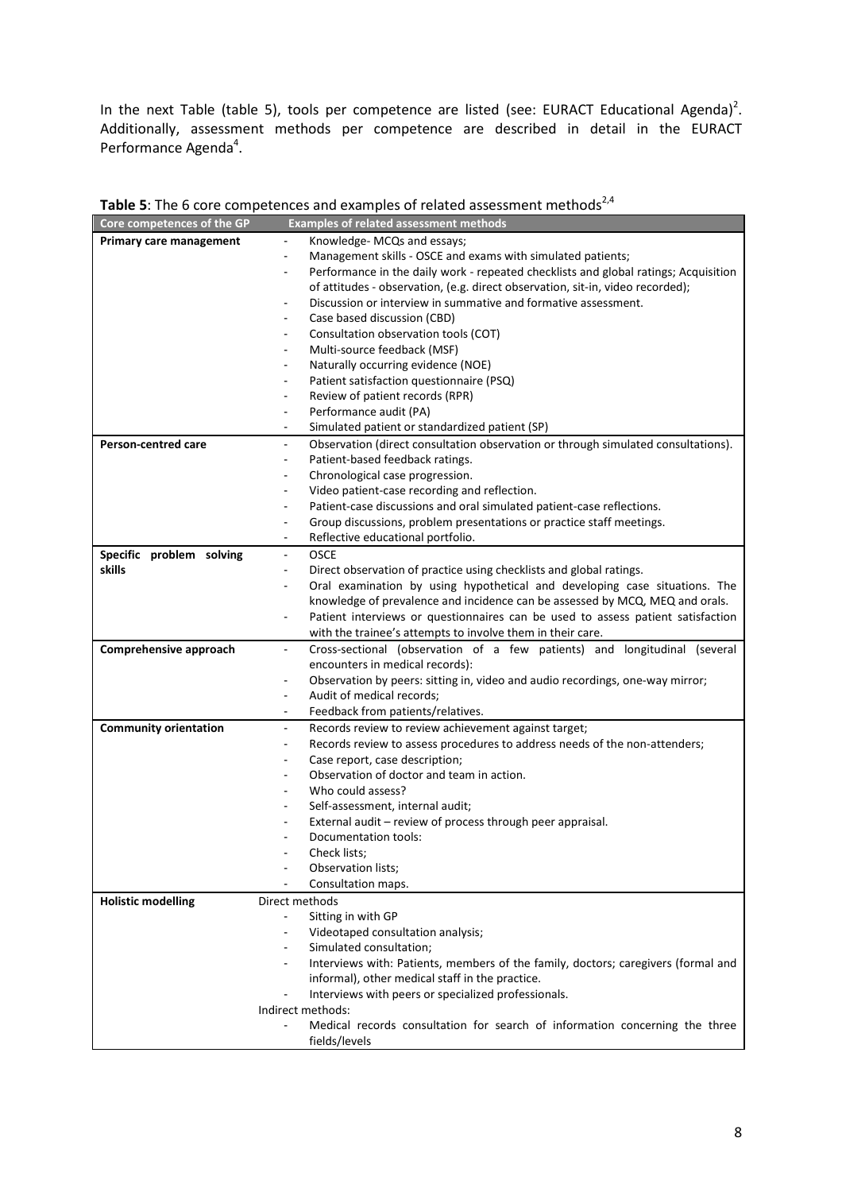In the next Table (table 5), tools per competence are listed (see: EURACT Educational Agenda)[2]. Additionally, assessment methods per competence are described in detail in the EURACT Performance Agenda[4].

**Table 5**: The 6 core competences and examples of related assessment methods[2,4]

| Core competences of the GP | Examples of related assessment methods |
|---|---|
| **Primary care management** | - Knowledge- MCQs and essays;<br>- Management skills - OSCE and exams with simulated patients;<br>- Performance in the daily work - repeated checklists and global ratings; Acquisition of attitudes - observation, (e.g. direct observation, sit-in, video recorded);<br>- Discussion or interview in summative and formative assessment.<br>- Case based discussion (CBD)<br>- Consultation observation tools (COT)<br>- Multi-source feedback (MSF)<br>- Naturally occurring evidence (NOE)<br>- Patient satisfaction questionnaire (PSQ)<br>- Review of patient records (RPR)<br>- Performance audit (PA)<br>- Simulated patient or standardized patient (SP) |
| **Person-centred care** | - Observation (direct consultation observation or through simulated consultations).<br>- Patient-based feedback ratings.<br>- Chronological case progression.<br>- Video patient-case recording and reflection.<br>- Patient-case discussions and oral simulated patient-case reflections.<br>- Group discussions, problem presentations or practice staff meetings.<br>- Reflective educational portfolio. |
| **Specific problem solving skills** | - OSCE<br>- Direct observation of practice using checklists and global ratings.<br>- Oral examination by using hypothetical and developing case situations. The knowledge of prevalence and incidence can be assessed by MCQ, MEQ and orals.<br>- Patient interviews or questionnaires can be used to assess patient satisfaction with the trainee's attempts to involve them in their care. |
| **Comprehensive approach** | - Cross-sectional (observation of a few patients) and longitudinal (several encounters in medical records):<br>- Observation by peers: sitting in, video and audio recordings, one-way mirror;<br>- Audit of medical records;<br>- Feedback from patients/relatives. |
| **Community orientation** | - Records review to review achievement against target;<br>- Records review to assess procedures to address needs of the non-attenders;<br>- Case report, case description;<br>- Observation of doctor and team in action.<br>- Who could assess?<br>- Self-assessment, internal audit;<br>- External audit – review of process through peer appraisal.<br>- Documentation tools:<br>- Check lists;<br>- Observation lists;<br>- Consultation maps. |
| **Holistic modelling** | Direct methods<br>- Sitting in with GP<br>- Videotaped consultation analysis;<br>- Simulated consultation;<br>- Interviews with: Patients, members of the family, doctors; caregivers (formal and informal), other medical staff in the practice.<br>- Interviews with peers or specialized professionals.<br>Indirect methods:<br>- Medical records consultation for search of information concerning the three fields/levels |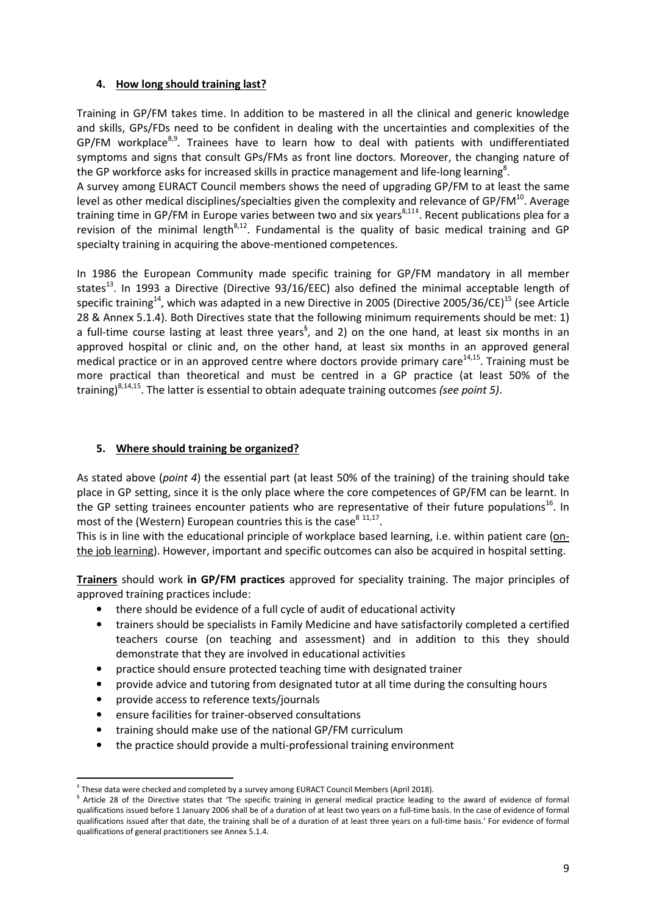## 4. How long should training last?

Training in GP/FM takes time. In addition to be mastered in all the clinical and generic knowledge and skills, GPs/FDs need to be confident in dealing with the uncertainties and complexities of the GP/FM workplace[8,9]. Trainees have to learn how to deal with patients with undifferentiated symptoms and signs that consult GPs/FMs as front line doctors. Moreover, the changing nature of the GP workforce asks for increased skills in practice management and life-long learning[8].

A survey among EURACT Council members shows the need of upgrading GP/FM to at least the same level as other medical disciplines/specialties given the complexity and relevance of GP/FM[10]. Average training time in GP/FM in Europe varies between two and six years[8,11‡]. Recent publications plea for a revision of the minimal length[8,12]. Fundamental is the quality of basic medical training and GP specialty training in acquiring the above-mentioned competences.

In 1986 the European Community made specific training for GP/FM mandatory in all member states[13]. In 1993 a Directive (Directive 93/16/EEC) also defined the minimal acceptable length of specific training[14], which was adapted in a new Directive in 2005 (Directive 2005/36/CE)[15] (see Article 28 & Annex 5.1.4). Both Directives state that the following minimum requirements should be met: 1) a full-time course lasting at least three years[§], and 2) on the one hand, at least six months in an approved hospital or clinic and, on the other hand, at least six months in an approved general medical practice or in an approved centre where doctors provide primary care[14,15]. Training must be more practical than theoretical and must be centred in a GP practice (at least 50% of the training)[8,14,15]. The latter is essential to obtain adequate training outcomes *(see point 5)*.

## 5. Where should training be organized?

As stated above (*point 4*) the essential part (at least 50% of the training) of the training should take place in GP setting, since it is the only place where the core competences of GP/FM can be learnt. In the GP setting trainees encounter patients who are representative of their future populations[16]. In most of the (Western) European countries this is the case[8 11,17].

This is in line with the educational principle of workplace based learning, i.e. within patient care (on-the job learning). However, important and specific outcomes can also be acquired in hospital setting.

**Trainers** should work **in GP/FM practices** approved for speciality training. The major principles of approved training practices include:

- there should be evidence of a full cycle of audit of educational activity
- trainers should be specialists in Family Medicine and have satisfactorily completed a certified teachers course (on teaching and assessment) and in addition to this they should demonstrate that they are involved in educational activities
- practice should ensure protected teaching time with designated trainer
- provide advice and tutoring from designated tutor at all time during the consulting hours
- provide access to reference texts/journals
- ensure facilities for trainer-observed consultations
- training should make use of the national GP/FM curriculum
- the practice should provide a multi-professional training environment

---

‡ These data were checked and completed by a survey among EURACT Council Members (April 2018).

§ Article 28 of the Directive states that 'The specific training in general medical practice leading to the award of evidence of formal qualifications issued before 1 January 2006 shall be of a duration of at least two years on a full-time basis. In the case of evidence of formal qualifications issued after that date, the training shall be of a duration of at least three years on a full-time basis.' For evidence of formal qualifications of general practitioners see Annex 5.1.4.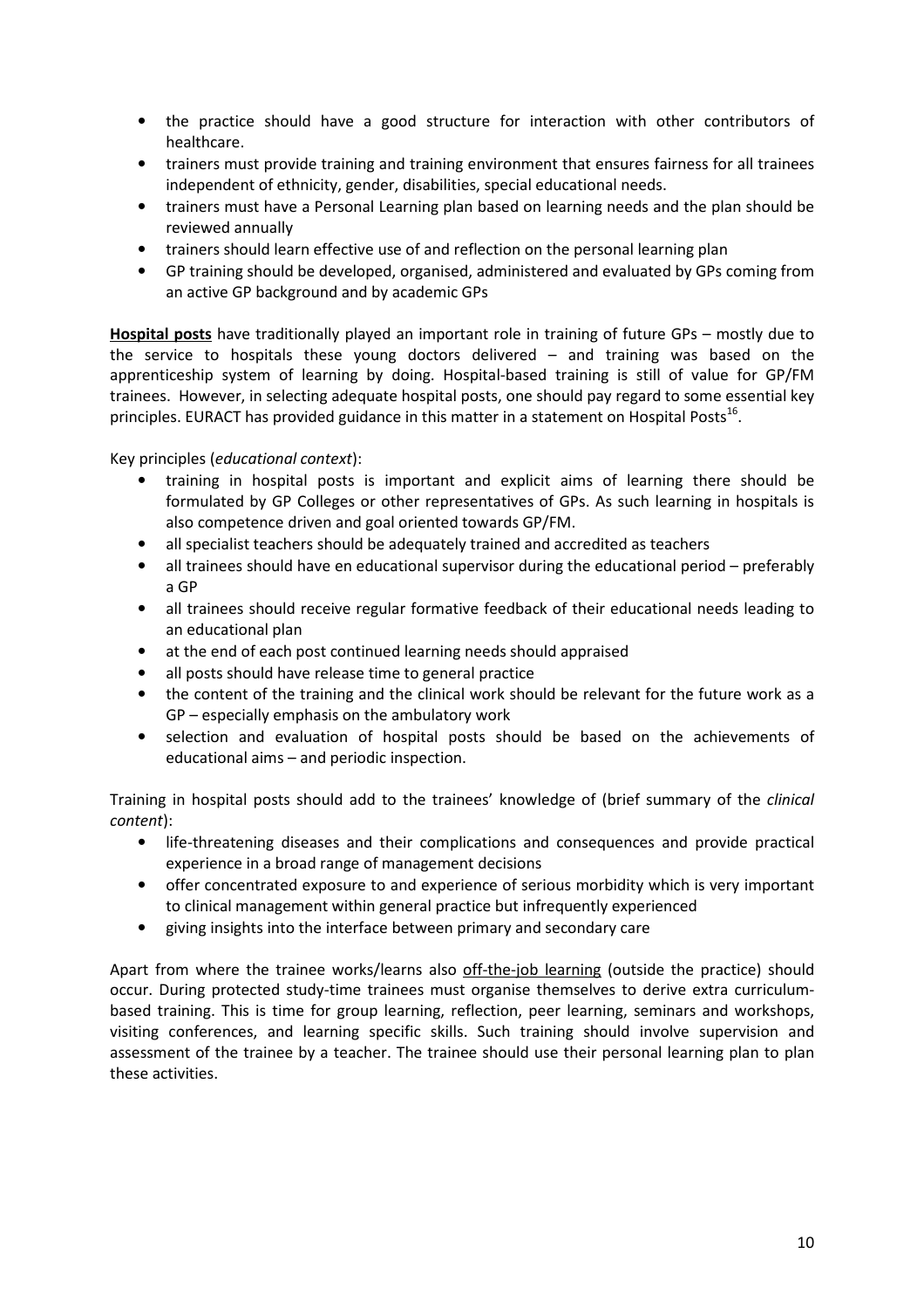- the practice should have a good structure for interaction with other contributors of healthcare.
- trainers must provide training and training environment that ensures fairness for all trainees independent of ethnicity, gender, disabilities, special educational needs.
- trainers must have a Personal Learning plan based on learning needs and the plan should be reviewed annually
- trainers should learn effective use of and reflection on the personal learning plan
- GP training should be developed, organised, administered and evaluated by GPs coming from an active GP background and by academic GPs

**Hospital posts** have traditionally played an important role in training of future GPs – mostly due to the service to hospitals these young doctors delivered – and training was based on the apprenticeship system of learning by doing. Hospital-based training is still of value for GP/FM trainees. However, in selecting adequate hospital posts, one should pay regard to some essential key principles. EURACT has provided guidance in this matter in a statement on Hospital Posts[16].

Key principles (*educational context*):

- training in hospital posts is important and explicit aims of learning there should be formulated by GP Colleges or other representatives of GPs. As such learning in hospitals is also competence driven and goal oriented towards GP/FM.
- all specialist teachers should be adequately trained and accredited as teachers
- all trainees should have en educational supervisor during the educational period – preferably a GP
- all trainees should receive regular formative feedback of their educational needs leading to an educational plan
- at the end of each post continued learning needs should appraised
- all posts should have release time to general practice
- the content of the training and the clinical work should be relevant for the future work as a GP – especially emphasis on the ambulatory work
- selection and evaluation of hospital posts should be based on the achievements of educational aims – and periodic inspection.

Training in hospital posts should add to the trainees' knowledge of (brief summary of the *clinical content*):

- life-threatening diseases and their complications and consequences and provide practical experience in a broad range of management decisions
- offer concentrated exposure to and experience of serious morbidity which is very important to clinical management within general practice but infrequently experienced
- giving insights into the interface between primary and secondary care

Apart from where the trainee works/learns also off-the-job learning (outside the practice) should occur. During protected study-time trainees must organise themselves to derive extra curriculum-based training. This is time for group learning, reflection, peer learning, seminars and workshops, visiting conferences, and learning specific skills. Such training should involve supervision and assessment of the trainee by a teacher. The trainee should use their personal learning plan to plan these activities.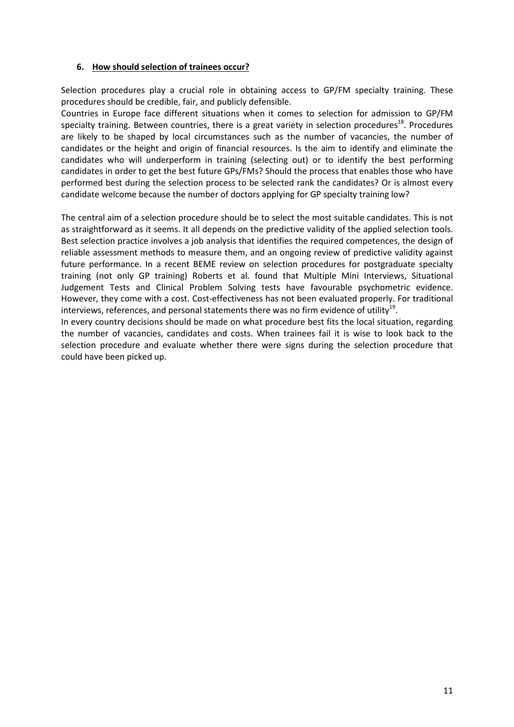## 6. How should selection of trainees occur?

Selection procedures play a crucial role in obtaining access to GP/FM specialty training. These procedures should be credible, fair, and publicly defensible.

Countries in Europe face different situations when it comes to selection for admission to GP/FM specialty training. Between countries, there is a great variety in selection procedures[18]. Procedures are likely to be shaped by local circumstances such as the number of vacancies, the number of candidates or the height and origin of financial resources. Is the aim to identify and eliminate the candidates who will underperform in training (selecting out) or to identify the best performing candidates in order to get the best future GPs/FMs? Should the process that enables those who have performed best during the selection process to be selected rank the candidates? Or is almost every candidate welcome because the number of doctors applying for GP specialty training low?

The central aim of a selection procedure should be to select the most suitable candidates. This is not as straightforward as it seems. It all depends on the predictive validity of the applied selection tools. Best selection practice involves a job analysis that identifies the required competences, the design of reliable assessment methods to measure them, and an ongoing review of predictive validity against future performance. In a recent BEME review on selection procedures for postgraduate specialty training (not only GP training) Roberts et al. found that Multiple Mini Interviews, Situational Judgement Tests and Clinical Problem Solving tests have favourable psychometric evidence. However, they come with a cost. Cost-effectiveness has not been evaluated properly. For traditional interviews, references, and personal statements there was no firm evidence of utility[19].

In every country decisions should be made on what procedure best fits the local situation, regarding the number of vacancies, candidates and costs. When trainees fail it is wise to look back to the selection procedure and evaluate whether there were signs during the selection procedure that could have been picked up.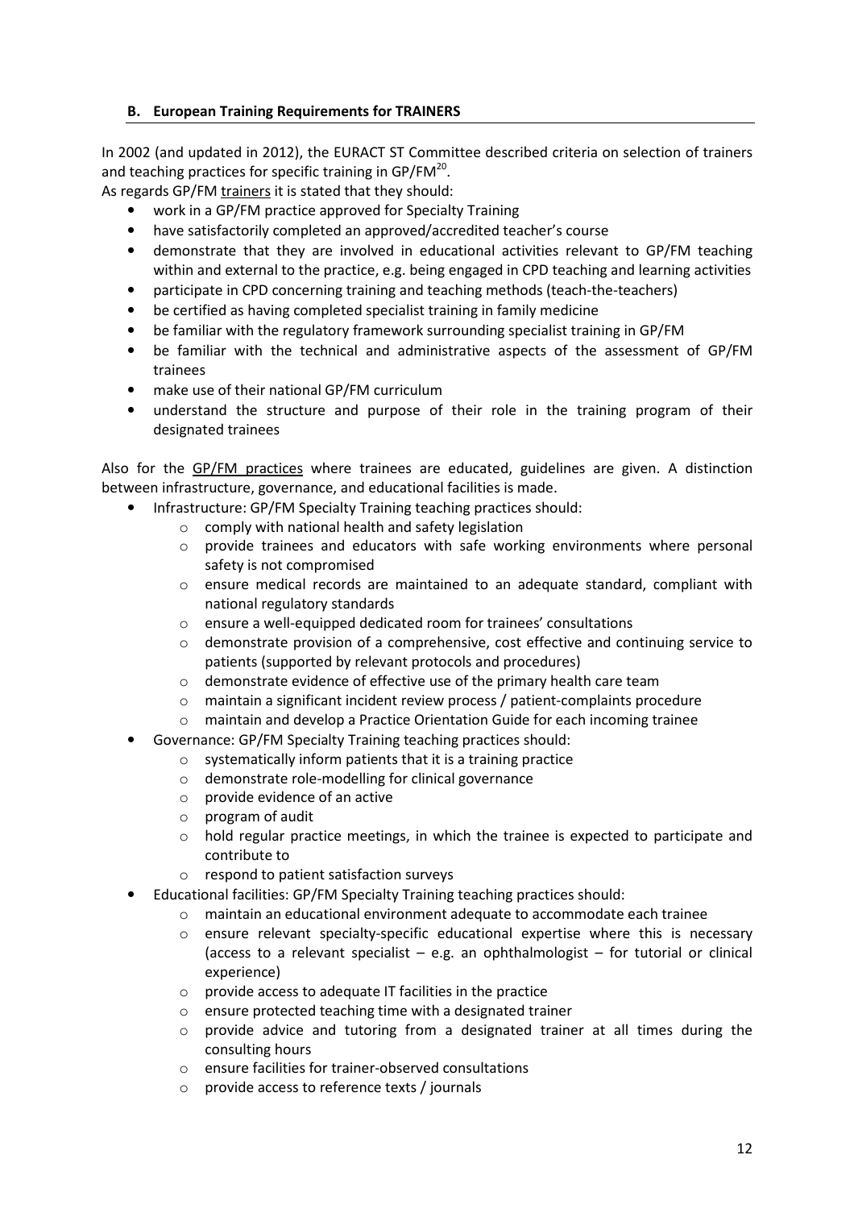### B. European Training Requirements for TRAINERS

In 2002 (and updated in 2012), the EURACT ST Committee described criteria on selection of trainers and teaching practices for specific training in GP/FM[20].

As regards GP/FM <u>trainers</u> it is stated that they should:

- work in a GP/FM practice approved for Specialty Training
- have satisfactorily completed an approved/accredited teacher's course
- demonstrate that they are involved in educational activities relevant to GP/FM teaching within and external to the practice, e.g. being engaged in CPD teaching and learning activities
- participate in CPD concerning training and teaching methods (teach-the-teachers)
- be certified as having completed specialist training in family medicine
- be familiar with the regulatory framework surrounding specialist training in GP/FM
- be familiar with the technical and administrative aspects of the assessment of GP/FM trainees
- make use of their national GP/FM curriculum
- understand the structure and purpose of their role in the training program of their designated trainees

Also for the <u>GP/FM practices</u> where trainees are educated, guidelines are given. A distinction between infrastructure, governance, and educational facilities is made.

- Infrastructure: GP/FM Specialty Training teaching practices should:
    - comply with national health and safety legislation
    - provide trainees and educators with safe working environments where personal safety is not compromised
    - ensure medical records are maintained to an adequate standard, compliant with national regulatory standards
    - ensure a well-equipped dedicated room for trainees' consultations
    - demonstrate provision of a comprehensive, cost effective and continuing service to patients (supported by relevant protocols and procedures)
    - demonstrate evidence of effective use of the primary health care team
    - maintain a significant incident review process / patient-complaints procedure
    - maintain and develop a Practice Orientation Guide for each incoming trainee
- Governance: GP/FM Specialty Training teaching practices should:
    - systematically inform patients that it is a training practice
    - demonstrate role-modelling for clinical governance
    - provide evidence of an active
    - program of audit
    - hold regular practice meetings, in which the trainee is expected to participate and contribute to
    - respond to patient satisfaction surveys
- Educational facilities: GP/FM Specialty Training teaching practices should:
    - maintain an educational environment adequate to accommodate each trainee
    - ensure relevant specialty-specific educational expertise where this is necessary (access to a relevant specialist – e.g. an ophthalmologist – for tutorial or clinical experience)
    - provide access to adequate IT facilities in the practice
    - ensure protected teaching time with a designated trainer
    - provide advice and tutoring from a designated trainer at all times during the consulting hours
    - ensure facilities for trainer-observed consultations
    - provide access to reference texts / journals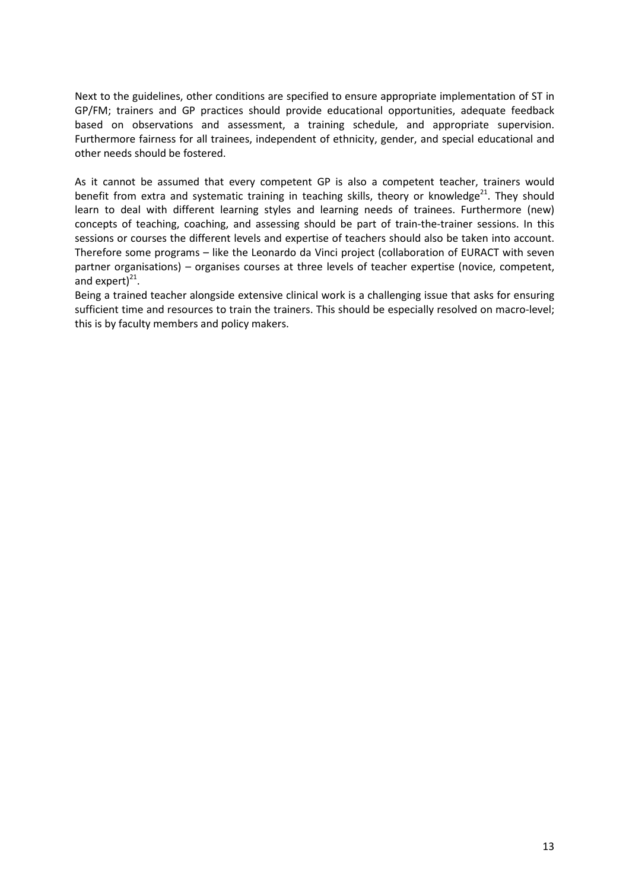Next to the guidelines, other conditions are specified to ensure appropriate implementation of ST in GP/FM; trainers and GP practices should provide educational opportunities, adequate feedback based on observations and assessment, a training schedule, and appropriate supervision. Furthermore fairness for all trainees, independent of ethnicity, gender, and special educational and other needs should be fostered.

As it cannot be assumed that every competent GP is also a competent teacher, trainers would benefit from extra and systematic training in teaching skills, theory or knowledge[21]. They should learn to deal with different learning styles and learning needs of trainees. Furthermore (new) concepts of teaching, coaching, and assessing should be part of train-the-trainer sessions. In this sessions or courses the different levels and expertise of teachers should also be taken into account. Therefore some programs – like the Leonardo da Vinci project (collaboration of EURACT with seven partner organisations) – organises courses at three levels of teacher expertise (novice, competent, and expert)[21].

Being a trained teacher alongside extensive clinical work is a challenging issue that asks for ensuring sufficient time and resources to train the trainers. This should be especially resolved on macro-level; this is by faculty members and policy makers.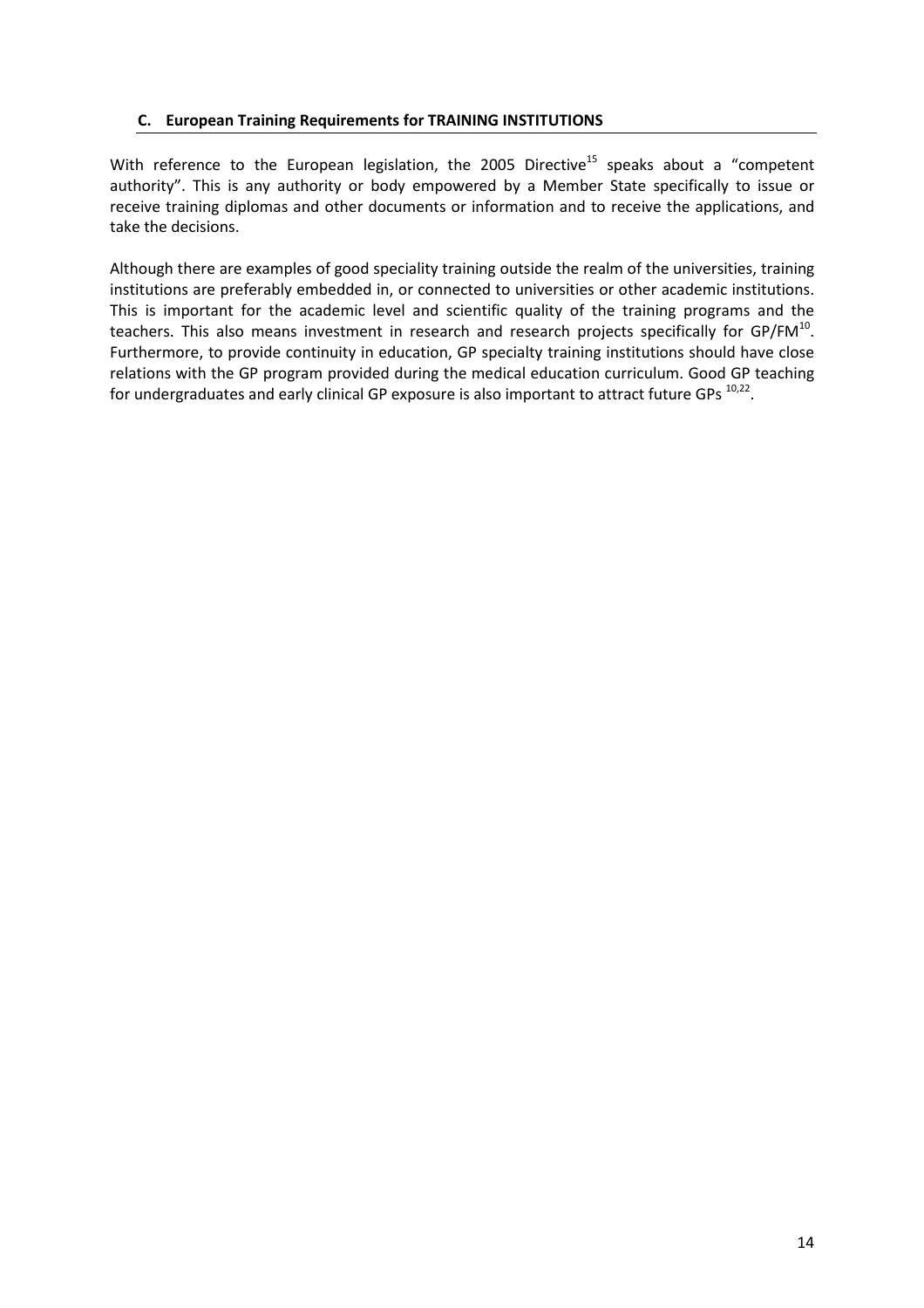### C. European Training Requirements for TRAINING INSTITUTIONS

With reference to the European legislation, the 2005 Directive[15] speaks about a "competent authority". This is any authority or body empowered by a Member State specifically to issue or receive training diplomas and other documents or information and to receive the applications, and take the decisions.

Although there are examples of good speciality training outside the realm of the universities, training institutions are preferably embedded in, or connected to universities or other academic institutions. This is important for the academic level and scientific quality of the training programs and the teachers. This also means investment in research and research projects specifically for GP/FM[10]. Furthermore, to provide continuity in education, GP specialty training institutions should have close relations with the GP program provided during the medical education curriculum. Good GP teaching for undergraduates and early clinical GP exposure is also important to attract future GPs [10,22].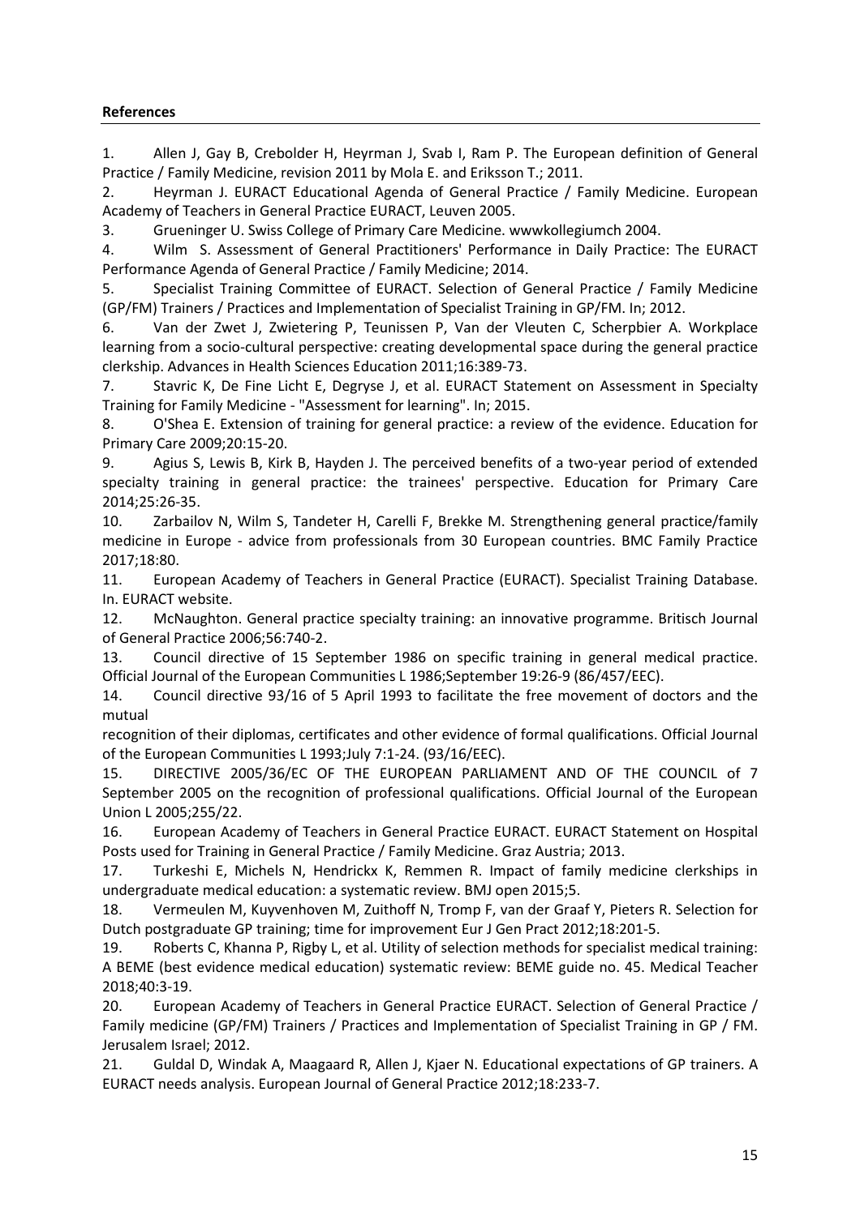**References**

1. Allen J, Gay B, Crebolder H, Heyrman J, Svab I, Ram P. The European definition of General Practice / Family Medicine, revision 2011 by Mola E. and Eriksson T.; 2011.
2. Heyrman J. EURACT Educational Agenda of General Practice / Family Medicine. European Academy of Teachers in General Practice EURACT, Leuven 2005.
3. Grueninger U. Swiss College of Primary Care Medicine. wwwkollegiumch 2004.
4. Wilm S. Assessment of General Practitioners' Performance in Daily Practice: The EURACT Performance Agenda of General Practice / Family Medicine; 2014.
5. Specialist Training Committee of EURACT. Selection of General Practice / Family Medicine (GP/FM) Trainers / Practices and Implementation of Specialist Training in GP/FM. In; 2012.
6. Van der Zwet J, Zwietering P, Teunissen P, Van der Vleuten C, Scherpbier A. Workplace learning from a socio-cultural perspective: creating developmental space during the general practice clerkship. Advances in Health Sciences Education 2011;16:389-73.
7. Stavric K, De Fine Licht E, Degryse J, et al. EURACT Statement on Assessment in Specialty Training for Family Medicine - "Assessment for learning". In; 2015.
8. O'Shea E. Extension of training for general practice: a review of the evidence. Education for Primary Care 2009;20:15-20.
9. Agius S, Lewis B, Kirk B, Hayden J. The perceived benefits of a two-year period of extended specialty training in general practice: the trainees' perspective. Education for Primary Care 2014;25:26-35.
10. Zarbailov N, Wilm S, Tandeter H, Carelli F, Brekke M. Strengthening general practice/family medicine in Europe - advice from professionals from 30 European countries. BMC Family Practice 2017;18:80.
11. European Academy of Teachers in General Practice (EURACT). Specialist Training Database. In. EURACT website.
12. McNaughton. General practice specialty training: an innovative programme. Britisch Journal of General Practice 2006;56:740-2.
13. Council directive of 15 September 1986 on specific training in general medical practice. Official Journal of the European Communities L 1986;September 19:26-9 (86/457/EEC).
14. Council directive 93/16 of 5 April 1993 to facilitate the free movement of doctors and the mutual recognition of their diplomas, certificates and other evidence of formal qualifications. Official Journal of the European Communities L 1993;July 7:1-24. (93/16/EEC).
15. DIRECTIVE 2005/36/EC OF THE EUROPEAN PARLIAMENT AND OF THE COUNCIL of 7 September 2005 on the recognition of professional qualifications. Official Journal of the European Union L 2005;255/22.
16. European Academy of Teachers in General Practice EURACT. EURACT Statement on Hospital Posts used for Training in General Practice / Family Medicine. Graz Austria; 2013.
17. Turkeshi E, Michels N, Hendrickx K, Remmen R. Impact of family medicine clerkships in undergraduate medical education: a systematic review. BMJ open 2015;5.
18. Vermeulen M, Kuyvenhoven M, Zuithoff N, Tromp F, van der Graaf Y, Pieters R. Selection for Dutch postgraduate GP training; time for improvement Eur J Gen Pract 2012;18:201-5.
19. Roberts C, Khanna P, Rigby L, et al. Utility of selection methods for specialist medical training: A BEME (best evidence medical education) systematic review: BEME guide no. 45. Medical Teacher 2018;40:3-19.
20. European Academy of Teachers in General Practice EURACT. Selection of General Practice / Family medicine (GP/FM) Trainers / Practices and Implementation of Specialist Training in GP / FM. Jerusalem Israel; 2012.
21. Guldal D, Windak A, Maagaard R, Allen J, Kjaer N. Educational expectations of GP trainers. A EURACT needs analysis. European Journal of General Practice 2012;18:233-7.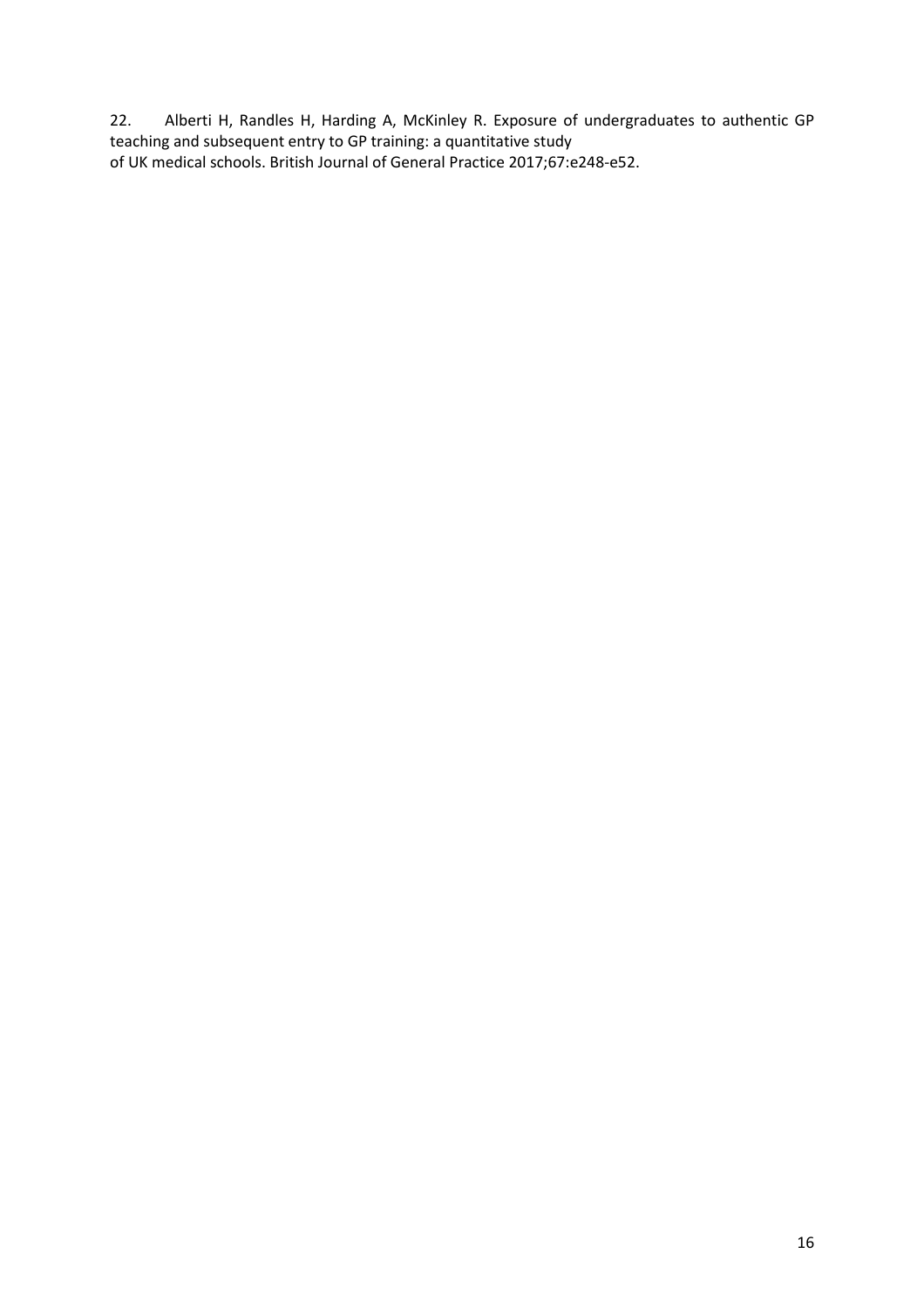22. Alberti H, Randles H, Harding A, McKinley R. Exposure of undergraduates to authentic GP teaching and subsequent entry to GP training: a quantitative study of UK medical schools. British Journal of General Practice 2017;67:e248-e52.